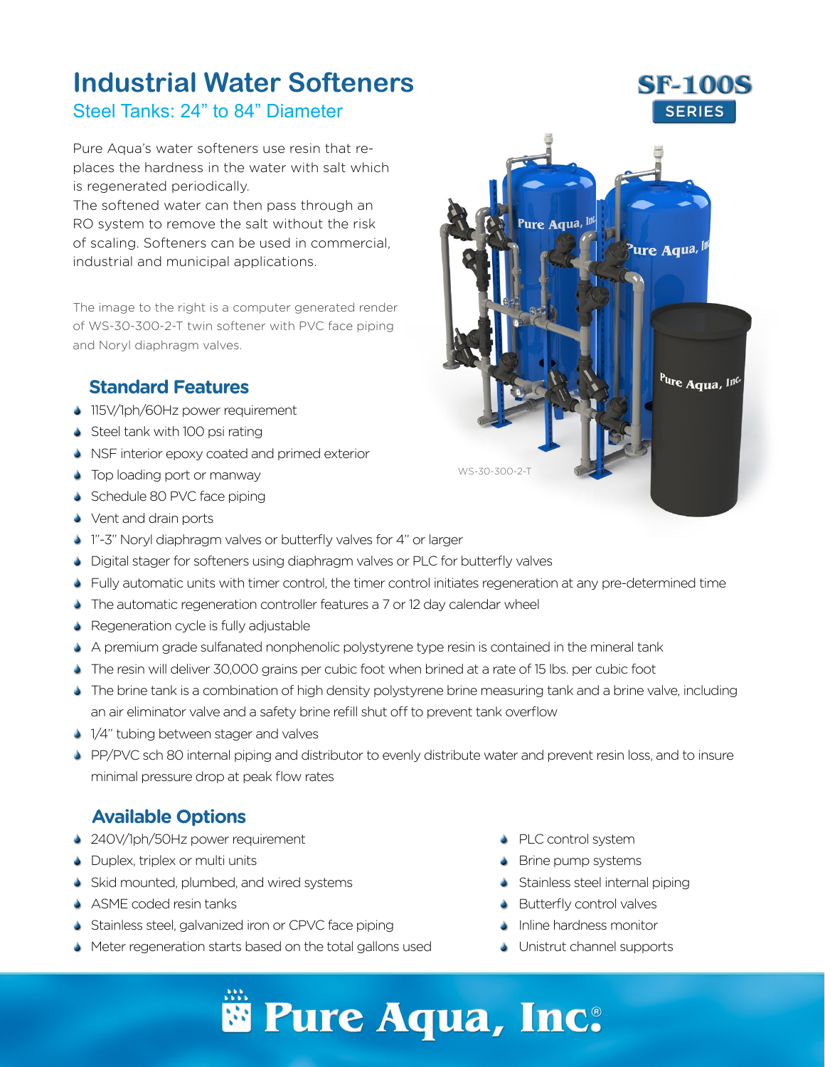# Industrial Water Softeners

## Steel Tanks: 24" to 84" Diameter

SF-100S SERIES

Pure Aqua's water softeners use resin that replaces the hardness in the water with salt which is regenerated periodically.
The softened water can then pass through an RO system to remove the salt without the risk of scaling. Softeners can be used in commercial, industrial and municipal applications.

The image to the right is a computer generated render of WS-30-300-2-T twin softener with PVC face piping and Noryl diaphragm valves.

WS-30-300-2-T

### Standard Features

- 115V/1ph/60Hz power requirement
- Steel tank with 100 psi rating
- NSF interior epoxy coated and primed exterior
- Top loading port or manway
- Schedule 80 PVC face piping
- Vent and drain ports
- 1"-3" Noryl diaphragm valves or butterfly valves for 4" or larger
- Digital stager for softeners using diaphragm valves or PLC for butterfly valves
- Fully automatic units with timer control, the timer control initiates regeneration at any pre-determined time
- The automatic regeneration controller features a 7 or 12 day calendar wheel
- Regeneration cycle is fully adjustable
- A premium grade sulfanated nonphenolic polystyrene type resin is contained in the mineral tank
- The resin will deliver 30,000 grains per cubic foot when brined at a rate of 15 lbs. per cubic foot
- The brine tank is a combination of high density polystyrene brine measuring tank and a brine valve, including an air eliminator valve and a safety brine refill shut off to prevent tank overflow
- 1/4" tubing between stager and valves
- PP/PVC sch 80 internal piping and distributor to evenly distribute water and prevent resin loss, and to insure minimal pressure drop at peak flow rates

### Available Options

- 240V/1ph/50Hz power requirement
- Duplex, triplex or multi units
- Skid mounted, plumbed, and wired systems
- ASME coded resin tanks
- Stainless steel, galvanized iron or CPVC face piping
- Meter regeneration starts based on the total gallons used
- PLC control system
- Brine pump systems
- Stainless steel internal piping
- Butterfly control valves
- Inline hardness monitor
- Unistrut channel supports

Pure Aqua, Inc.®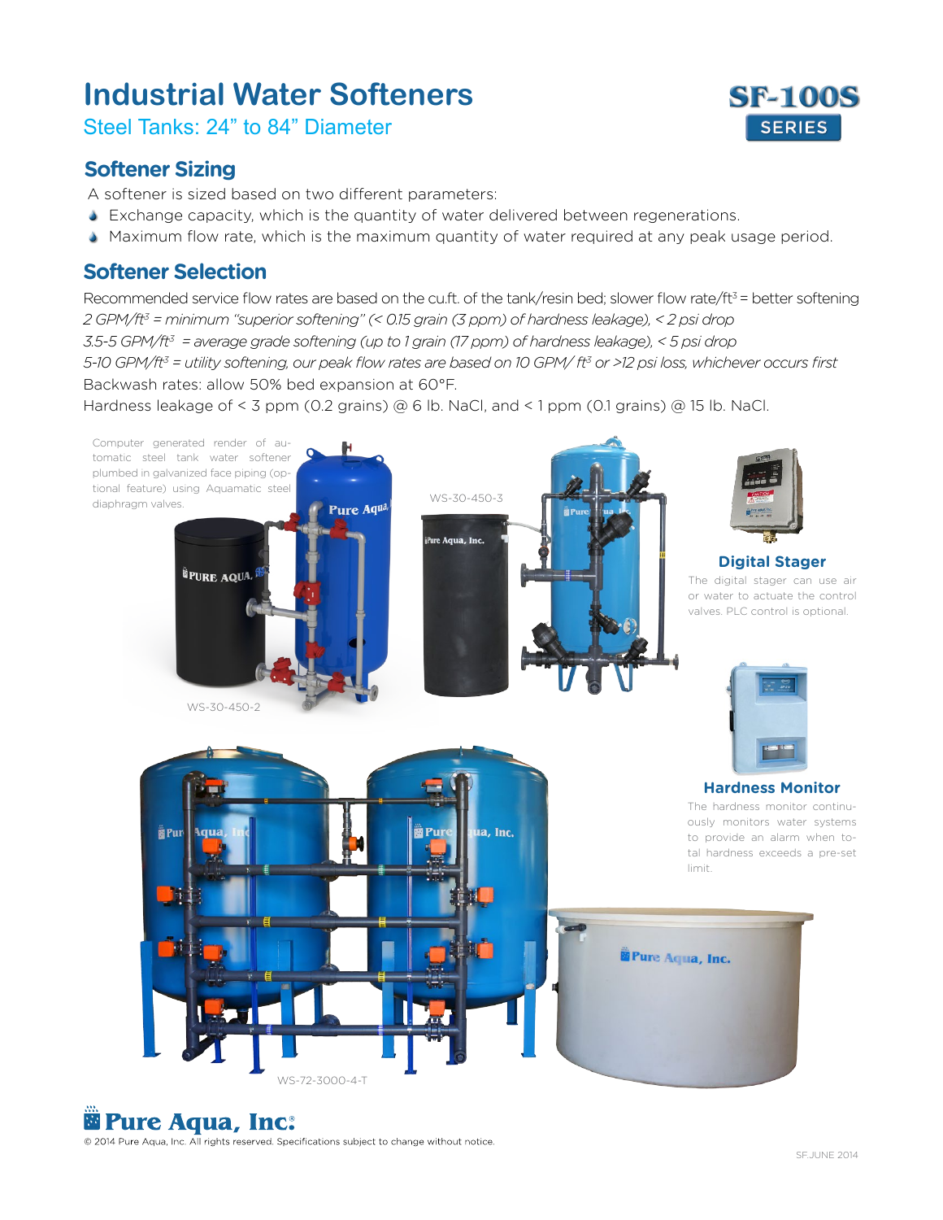# Industrial Water Softeners

## Steel Tanks: 24" to 84" Diameter

SF-100S SERIES

## Softener Sizing

A softener is sized based on two different parameters:

- Exchange capacity, which is the quantity of water delivered between regenerations.
- Maximum flow rate, which is the maximum quantity of water required at any peak usage period.

## Softener Selection

Recommended service flow rates are based on the cu.ft. of the tank/resin bed; slower flow rate/$ft^3$ = better softening

*2 GPM/$ft^3$ = minimum "superior softening" (< 0.15 grain (3 ppm) of hardness leakage), < 2 psi drop*

*3.5-5 GPM/$ft^3$ = average grade softening (up to 1 grain (17 ppm) of hardness leakage), < 5 psi drop*

*5-10 GPM/$ft^3$ = utility softening, our peak flow rates are based on 10 GPM/ $ft^3$ or >12 psi loss, whichever occurs first*

Backwash rates: allow 50% bed expansion at 60°F.

Hardness leakage of < 3 ppm (0.2 grains) @ 6 lb. NaCl, and < 1 ppm (0.1 grains) @ 15 lb. NaCl.

Computer generated render of automatic steel tank water softener plumbed in galvanized face piping (optional feature) using Aquamatic steel diaphragm valves.

WS-30-450-2

WS-30-450-3

### Digital Stager

The digital stager can use air or water to actuate the control valves. PLC control is optional.

### Hardness Monitor

The hardness monitor continuously monitors water systems to provide an alarm when total hardness exceeds a pre-set limit.

WS-72-3000-4-T

Pure Aqua, Inc.

© 2014 Pure Aqua, Inc. All rights reserved. Specifications subject to change without notice.

SF.JUNE 2014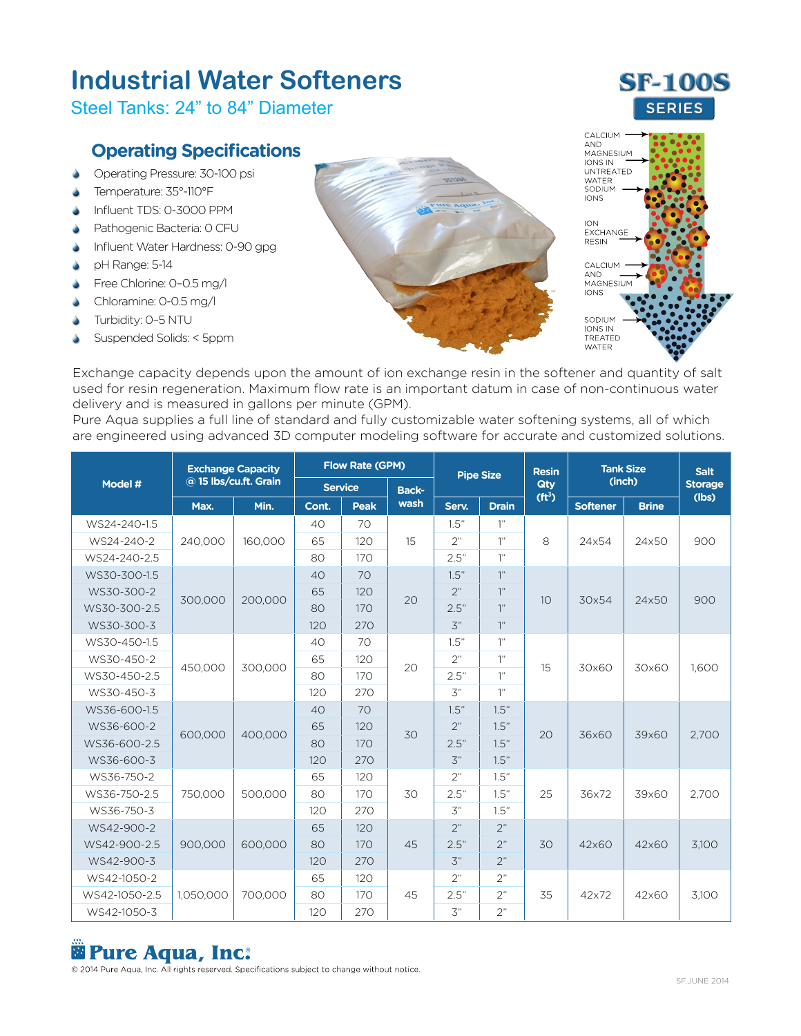# Industrial Water Softeners

Steel Tanks: 24" to 84" Diameter

SF-100S SERIES

## Operating Specifications

- Operating Pressure: 30-100 psi
- Temperature: 35°-110°F
- Influent TDS: 0-3000 PPM
- Pathogenic Bacteria: 0 CFU
- Influent Water Hardness: 0-90 gpg
- pH Range: 5-14
- Free Chlorine: 0–0.5 mg/l
- Chloramine: 0-0.5 mg/l
- Turbidity: 0–5 NTU
- Suspended Solids: < 5ppm

CALCIUM AND MAGNESIUM IONS IN UNTREATED WATER
SODIUM IONS
ION EXCHANGE RESIN
CALCIUM AND MAGNESIUM IONS
SODIUM IONS IN TREATED WATER

Exchange capacity depends upon the amount of ion exchange resin in the softener and quantity of salt used for resin regeneration. Maximum flow rate is an important datum in case of non-continuous water delivery and is measured in gallons per minute (GPM).
Pure Aqua supplies a full line of standard and fully customizable water softening systems, all of which are engineered using advanced 3D computer modeling software for accurate and customized solutions.

| Model # | Exchange Capacity @ 15 lbs/cu.ft. Grain | | Flow Rate (GPM) | | | Pipe Size | | Resin Qty ($ft^3$) | Tank Size (inch) | | Salt Storage (lbs) |
|---|---|---|---|---|---|---|---|---|---|---|---|
| | | | Service | | Back-wash | | | | | | |
| | Max. | Min. | Cont. | Peak | | Serv. | Drain | | Softener | Brine | |
| WS24-240-1.5 | 240,000 | 160,000 | 40 | 70 | 15 | 1.5" | 1" | 8 | 24x54 | 24x50 | 900 |
| WS24-240-2 | | | 65 | 120 | | 2" | 1" | | | | |
| WS24-240-2.5 | | | 80 | 170 | | 2.5" | 1" | | | | |
| WS30-300-1.5 | 300,000 | 200,000 | 40 | 70 | 20 | 1.5" | 1" | 10 | 30x54 | 24x50 | 900 |
| WS30-300-2 | | | 65 | 120 | | 2" | 1" | | | | |
| WS30-300-2.5 | | | 80 | 170 | | 2.5" | 1" | | | | |
| WS30-300-3 | | | 120 | 270 | | 3" | 1" | | | | |
| WS30-450-1.5 | 450,000 | 300,000 | 40 | 70 | 20 | 1.5" | 1" | 15 | 30x60 | 30x60 | 1,600 |
| WS30-450-2 | | | 65 | 120 | | 2" | 1" | | | | |
| WS30-450-2.5 | | | 80 | 170 | | 2.5" | 1" | | | | |
| WS30-450-3 | | | 120 | 270 | | 3" | 1" | | | | |
| WS36-600-1.5 | 600,000 | 400,000 | 40 | 70 | 30 | 1.5" | 1.5" | 20 | 36x60 | 39x60 | 2,700 |
| WS36-600-2 | | | 65 | 120 | | 2" | 1.5" | | | | |
| WS36-600-2.5 | | | 80 | 170 | | 2.5" | 1.5" | | | | |
| WS36-600-3 | | | 120 | 270 | | 3" | 1.5" | | | | |
| WS36-750-2 | 750,000 | 500,000 | 65 | 120 | 30 | 2" | 1.5" | 25 | 36x72 | 39x60 | 2,700 |
| WS36-750-2.5 | | | 80 | 170 | | 2.5" | 1.5" | | | | |
| WS36-750-3 | | | 120 | 270 | | 3" | 1.5" | | | | |
| WS42-900-2 | 900,000 | 600,000 | 65 | 120 | 45 | 2" | 2" | 30 | 42x60 | 42x60 | 3,100 |
| WS42-900-2.5 | | | 80 | 170 | | 2.5" | 2" | | | | |
| WS42-900-3 | | | 120 | 270 | | 3" | 2" | | | | |
| WS42-1050-2 | 1,050,000 | 700,000 | 65 | 120 | 45 | 2" | 2" | 35 | 42x72 | 42x60 | 3,100 |
| WS42-1050-2.5 | | | 80 | 170 | | 2.5" | 2" | | | | |
| WS42-1050-3 | | | 120 | 270 | | 3" | 2" | | | | |

Pure Aqua, Inc.

© 2014 Pure Aqua, Inc. All rights reserved. Specifications subject to change without notice.

SF.JUNE 2014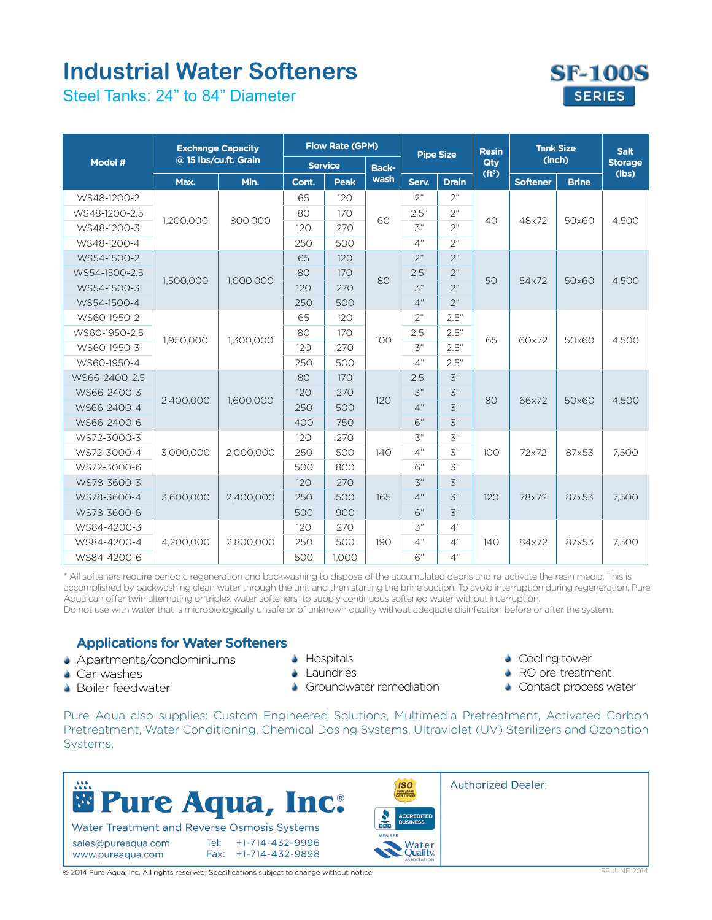# Industrial Water Softeners

## Steel Tanks: 24" to 84" Diameter

SF-100S SERIES

| Model # | Exchange Capacity @ 15 lbs/cu.ft. Grain | | Flow Rate (GPM) | | | Pipe Size | | Resin Qty (ft³) | Tank Size (inch) | | Salt Storage (lbs) |
|---|---|---|---|---|---|---|---|---|---|---|---|
| | | | Service | | Back-wash | | | | | | |
| | Max. | Min. | Cont. | Peak | | Serv. | Drain | | Softener | Brine | |
| WS48-1200-2 | 1,200,000 | 800,000 | 65 | 120 | 60 | 2" | 2" | 40 | 48x72 | 50x60 | 4,500 |
| WS48-1200-2.5 | | | 80 | 170 | | 2.5" | 2" | | | | |
| WS48-1200-3 | | | 120 | 270 | | 3" | 2" | | | | |
| WS48-1200-4 | | | 250 | 500 | | 4" | 2" | | | | |
| WS54-1500-2 | 1,500,000 | 1,000,000 | 65 | 120 | 80 | 2" | 2" | 50 | 54x72 | 50x60 | 4,500 |
| WS54-1500-2.5 | | | 80 | 170 | | 2.5" | 2" | | | | |
| WS54-1500-3 | | | 120 | 270 | | 3" | 2" | | | | |
| WS54-1500-4 | | | 250 | 500 | | 4" | 2" | | | | |
| WS60-1950-2 | 1,950,000 | 1,300,000 | 65 | 120 | 100 | 2" | 2.5" | 65 | 60x72 | 50x60 | 4,500 |
| WS60-1950-2.5 | | | 80 | 170 | | 2.5" | 2.5" | | | | |
| WS60-1950-3 | | | 120 | 270 | | 3" | 2.5" | | | | |
| WS60-1950-4 | | | 250 | 500 | | 4" | 2.5" | | | | |
| WS66-2400-2.5 | 2,400,000 | 1,600,000 | 80 | 170 | 120 | 2.5" | 3" | 80 | 66x72 | 50x60 | 4,500 |
| WS66-2400-3 | | | 120 | 270 | | 3" | 3" | | | | |
| WS66-2400-4 | | | 250 | 500 | | 4" | 3" | | | | |
| WS66-2400-6 | | | 400 | 750 | | 6" | 3" | | | | |
| WS72-3000-3 | 3,000,000 | 2,000,000 | 120 | 270 | 140 | 3" | 3" | 100 | 72x72 | 87x53 | 7,500 |
| WS72-3000-4 | | | 250 | 500 | | 4" | 3" | | | | |
| WS72-3000-6 | | | 500 | 800 | | 6" | 3" | | | | |
| WS78-3600-3 | 3,600,000 | 2,400,000 | 120 | 270 | 165 | 3" | 3" | 120 | 78x72 | 87x53 | 7,500 |
| WS78-3600-4 | | | 250 | 500 | | 4" | 3" | | | | |
| WS78-3600-6 | | | 500 | 900 | | 6" | 3" | | | | |
| WS84-4200-3 | 4,200,000 | 2,800,000 | 120 | 270 | 190 | 3" | 4" | 140 | 84x72 | 87x53 | 7,500 |
| WS84-4200-4 | | | 250 | 500 | | 4" | 4" | | | | |
| WS84-4200-6 | | | 500 | 1,000 | | 6" | 4" | | | | |

* All softeners require periodic regeneration and backwashing to dispose of the accumulated debris and re-activate the resin media. This is accomplished by backwashing clean water through the unit and then starting the brine suction. To avoid interruption during regeneration, Pure Aqua can offer twin alternating or triplex water softeners to supply continuous softened water without interruption.
Do not use with water that is microbiologically unsafe or of unknown quality without adequate disinfection before or after the system.

### Applications for Water Softeners

- Apartments/condominiums
- Car washes
- Boiler feedwater
- Hospitals
- Laundries
- Groundwater remediation
- Cooling tower
- RO pre-treatment
- Contact process water

Pure Aqua also supplies: Custom Engineered Solutions, Multimedia Pretreatment, Activated Carbon Pretreatment, Water Conditioning, Chemical Dosing Systems, Ultraviolet (UV) Sterilizers and Ozonation Systems.

**Pure Aqua, Inc.®**
Water Treatment and Reverse Osmosis Systems
sales@pureaqua.com Tel: +1-714-432-9996
www.pureaqua.com Fax: +1-714-432-9898

ISO 9001:2008 CERTIFIED
BBB ACCREDITED BUSINESS
MEMBER Water Quality ASSOCIATION

Authorized Dealer:

© 2014 Pure Aqua, Inc. All rights reserved. Specifications subject to change without notice.

SF.JUNE 2014